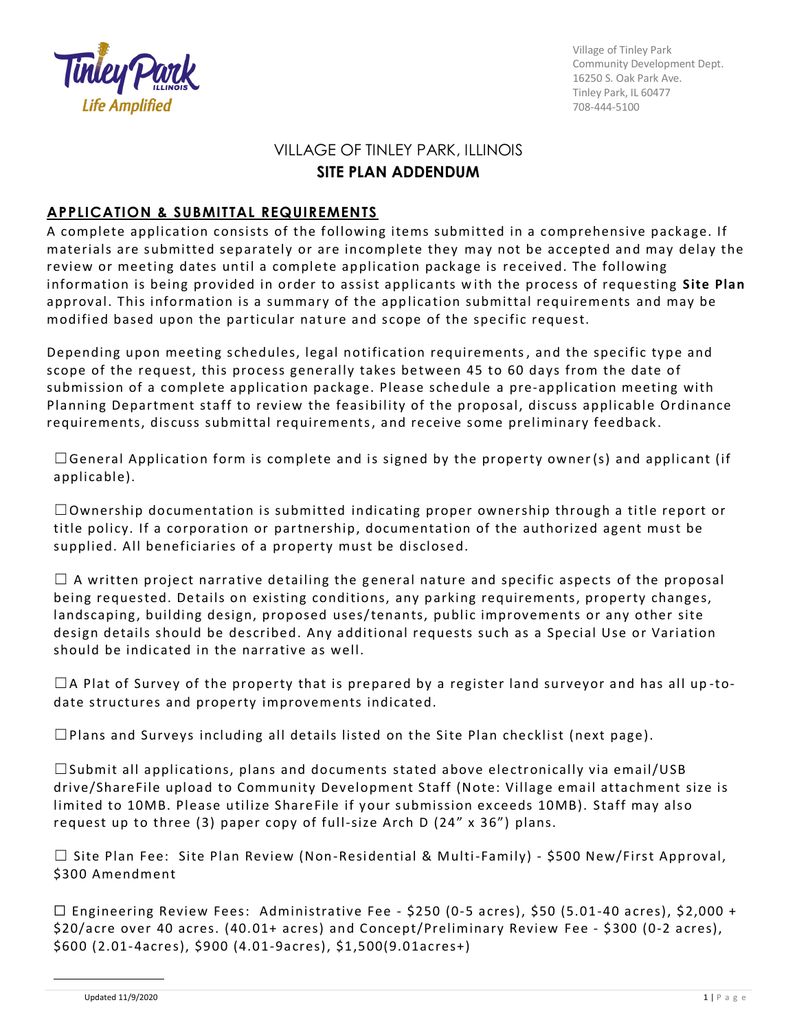Village of Tinley Park
Community Development Dept.
16250 S. Oak Park Ave.
Tinley Park, IL 60477
708-444-5100

# VILLAGE OF TINLEY PARK, ILLINOIS
# SITE PLAN ADDENDUM

## APPLICATION & SUBMITTAL REQUIREMENTS

A complete application consists of the following items submitted in a comprehensive package. If materials are submitted separately or are incomplete they may not be accepted and may delay the review or meeting dates until a complete application package is received. The following information is being provided in order to assist applicants with the process of requesting **Site Plan** approval. This information is a summary of the application submittal requirements and may be modified based upon the particular nature and scope of the specific request.

Depending upon meeting schedules, legal notification requirements, and the specific type and scope of the request, this process generally takes between 45 to 60 days from the date of submission of a complete application package. Please schedule a pre-application meeting with Planning Department staff to review the feasibility of the proposal, discuss applicable Ordinance requirements, discuss submittal requirements, and receive some preliminary feedback.

☐ General Application form is complete and is signed by the property owner(s) and applicant (if applicable).

☐ Ownership documentation is submitted indicating proper ownership through a title report or title policy. If a corporation or partnership, documentation of the authorized agent must be supplied. All beneficiaries of a property must be disclosed.

☐ A written project narrative detailing the general nature and specific aspects of the proposal being requested. Details on existing conditions, any parking requirements, property changes, landscaping, building design, proposed uses/tenants, public improvements or any other site design details should be described. Any additional requests such as a Special Use or Variation should be indicated in the narrative as well.

☐ A Plat of Survey of the property that is prepared by a register land surveyor and has all up-to-date structures and property improvements indicated.

☐ Plans and Surveys including all details listed on the Site Plan checklist (next page).

☐ Submit all applications, plans and documents stated above electronically via email/USB drive/ShareFile upload to Community Development Staff (Note: Village email attachment size is limited to 10MB. Please utilize ShareFile if your submission exceeds 10MB). Staff may also request up to three (3) paper copy of full-size Arch D (24" x 36") plans.

☐ Site Plan Fee: Site Plan Review (Non-Residential & Multi-Family) - $500 New/First Approval, $300 Amendment

☐ Engineering Review Fees: Administrative Fee - $250 (0-5 acres), $50 (5.01-40 acres), $2,000 + $20/acre over 40 acres. (40.01+ acres) and Concept/Preliminary Review Fee - $300 (0-2 acres), $600 (2.01-4acres), $900 (4.01-9acres), $1,500(9.01acres+)

Updated 11/9/2020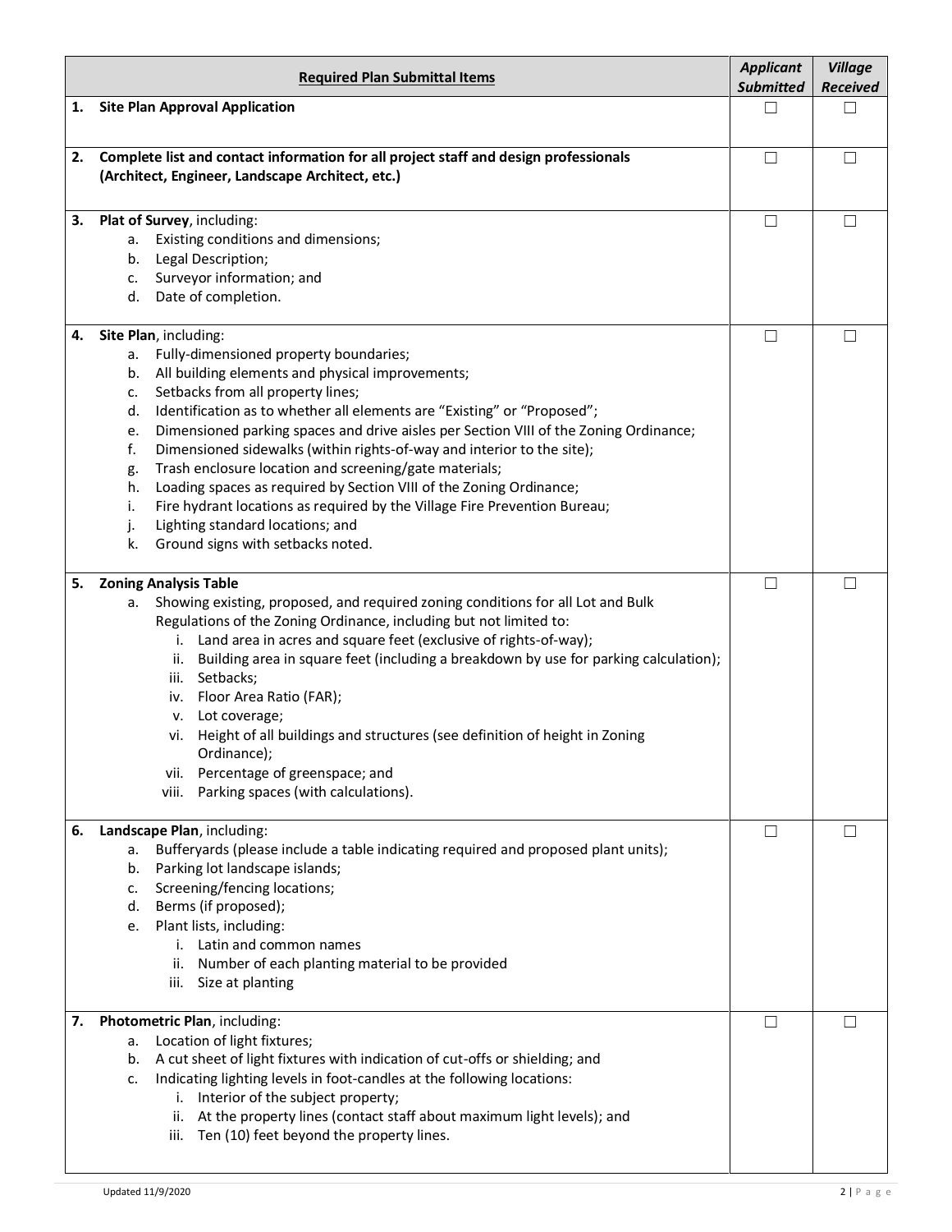| Required Plan Submittal Items | *Applicant Submitted* | *Village Received* |
|---|---|---|
| **1. Site Plan Approval Application** | ☐ | ☐ |
| **2. Complete list and contact information for all project staff and design professionals (Architect, Engineer, Landscape Architect, etc.)** | ☐ | ☐ |
| **3. Plat of Survey**, including:<br>a. Existing conditions and dimensions;<br>b. Legal Description;<br>c. Surveyor information; and<br>d. Date of completion. | ☐ | ☐ |
| **4. Site Plan**, including:<br>a. Fully-dimensioned property boundaries;<br>b. All building elements and physical improvements;<br>c. Setbacks from all property lines;<br>d. Identification as to whether all elements are "Existing" or "Proposed";<br>e. Dimensioned parking spaces and drive aisles per Section VIII of the Zoning Ordinance;<br>f. Dimensioned sidewalks (within rights-of-way and interior to the site);<br>g. Trash enclosure location and screening/gate materials;<br>h. Loading spaces as required by Section VIII of the Zoning Ordinance;<br>i. Fire hydrant locations as required by the Village Fire Prevention Bureau;<br>j. Lighting standard locations; and<br>k. Ground signs with setbacks noted. | ☐ | ☐ |
| **5. Zoning Analysis Table**<br>a. Showing existing, proposed, and required zoning conditions for all Lot and Bulk Regulations of the Zoning Ordinance, including but not limited to:<br>i. Land area in acres and square feet (exclusive of rights-of-way);<br>ii. Building area in square feet (including a breakdown by use for parking calculation);<br>iii. Setbacks;<br>iv. Floor Area Ratio (FAR);<br>v. Lot coverage;<br>vi. Height of all buildings and structures (see definition of height in Zoning Ordinance);<br>vii. Percentage of greenspace; and<br>viii. Parking spaces (with calculations). | ☐ | ☐ |
| **6. Landscape Plan**, including:<br>a. Bufferyards (please include a table indicating required and proposed plant units);<br>b. Parking lot landscape islands;<br>c. Screening/fencing locations;<br>d. Berms (if proposed);<br>e. Plant lists, including:<br>i. Latin and common names<br>ii. Number of each planting material to be provided<br>iii. Size at planting | ☐ | ☐ |
| **7. Photometric Plan**, including:<br>a. Location of light fixtures;<br>b. A cut sheet of light fixtures with indication of cut-offs or shielding; and<br>c. Indicating lighting levels in foot-candles at the following locations:<br>i. Interior of the subject property;<br>ii. At the property lines (contact staff about maximum light levels); and<br>iii. Ten (10) feet beyond the property lines. | ☐ | ☐ |

Updated 11/9/2020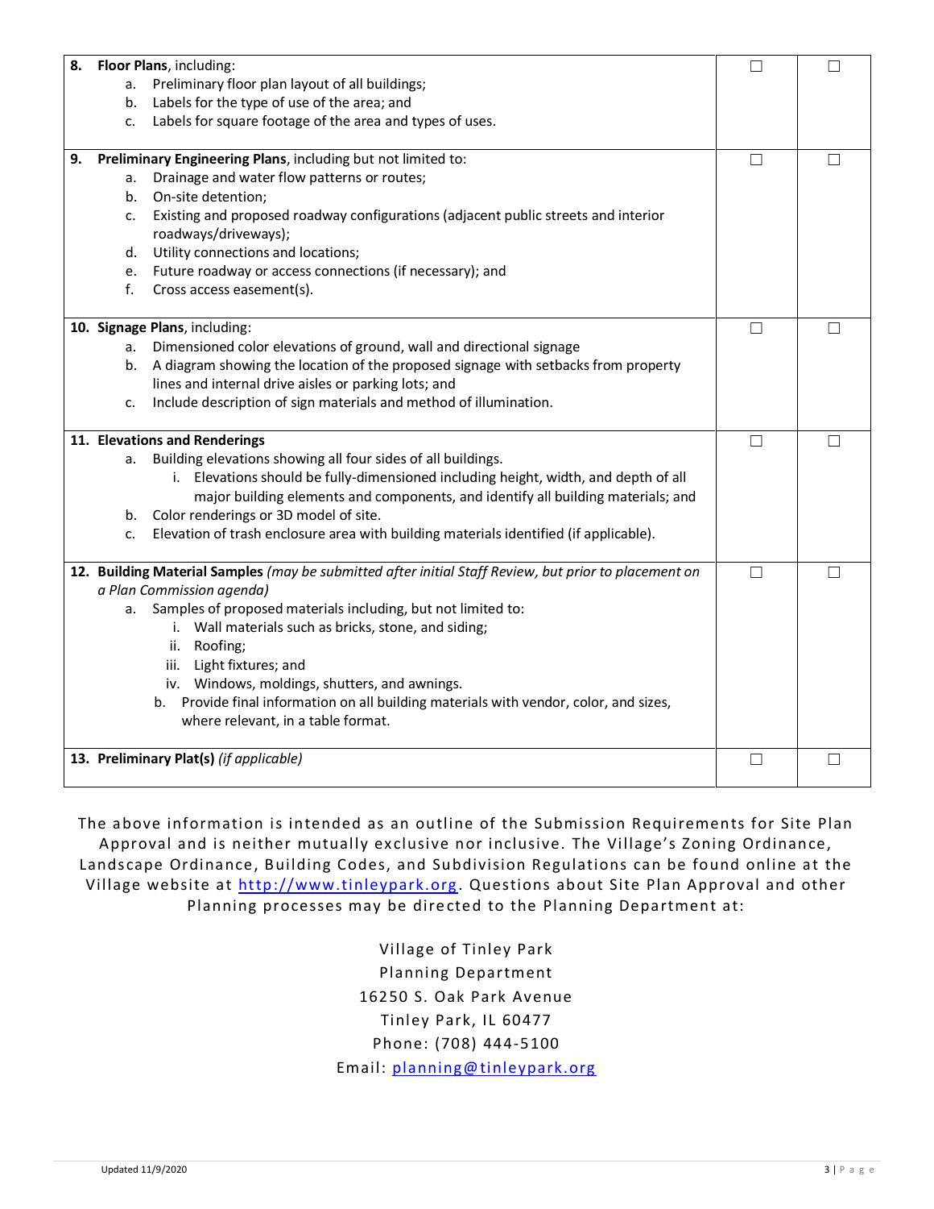| | | |
|---|---|---|
| **8. Floor Plans**, including:<br>a. Preliminary floor plan layout of all buildings;<br>b. Labels for the type of use of the area; and<br>c. Labels for square footage of the area and types of uses. | ☐ | ☐ |
| **9. Preliminary Engineering Plans**, including but not limited to:<br>a. Drainage and water flow patterns or routes;<br>b. On-site detention;<br>c. Existing and proposed roadway configurations (adjacent public streets and interior roadways/driveways);<br>d. Utility connections and locations;<br>e. Future roadway or access connections (if necessary); and<br>f. Cross access easement(s). | ☐ | ☐ |
| **10. Signage Plans**, including:<br>a. Dimensioned color elevations of ground, wall and directional signage<br>b. A diagram showing the location of the proposed signage with setbacks from property lines and internal drive aisles or parking lots; and<br>c. Include description of sign materials and method of illumination. | ☐ | ☐ |
| **11. Elevations and Renderings**<br>a. Building elevations showing all four sides of all buildings.<br>i. Elevations should be fully-dimensioned including height, width, and depth of all major building elements and components, and identify all building materials; and<br>b. Color renderings or 3D model of site.<br>c. Elevation of trash enclosure area with building materials identified (if applicable). | ☐ | ☐ |
| **12. Building Material Samples** *(may be submitted after initial Staff Review, but prior to placement on a Plan Commission agenda)*<br>a. Samples of proposed materials including, but not limited to:<br>i. Wall materials such as bricks, stone, and siding;<br>ii. Roofing;<br>iii. Light fixtures; and<br>iv. Windows, moldings, shutters, and awnings.<br>b. Provide final information on all building materials with vendor, color, and sizes, where relevant, in a table format. | ☐ | ☐ |
| **13. Preliminary Plat(s)** *(if applicable)* | ☐ | ☐ |

The above information is intended as an outline of the Submission Requirements for Site Plan Approval and is neither mutually exclusive nor inclusive. The Village's Zoning Ordinance, Landscape Ordinance, Building Codes, and Subdivision Regulations can be found online at the Village website at http://www.tinleypark.org. Questions about Site Plan Approval and other Planning processes may be directed to the Planning Department at:

Village of Tinley Park
Planning Department
16250 S. Oak Park Avenue
Tinley Park, IL 60477
Phone: (708) 444-5100
Email: planning@tinleypark.org

Updated 11/9/2020